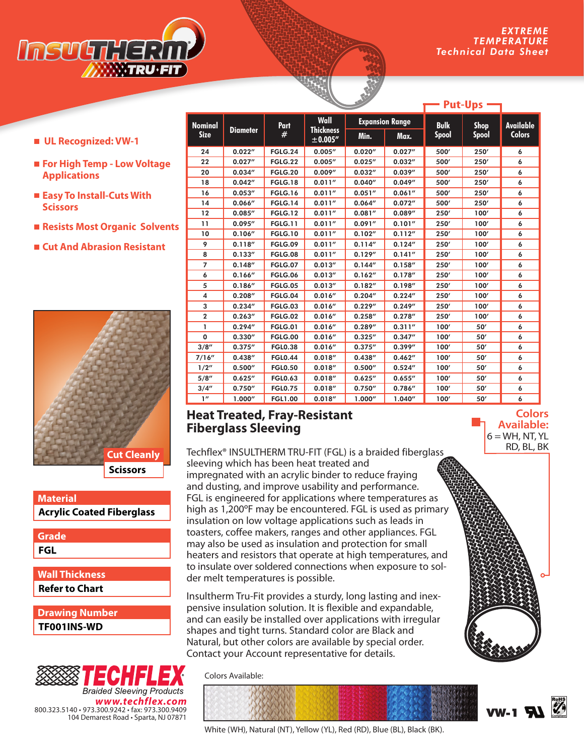# INSULTHERM TRU-FIT

*EXTREME TEMPERATURE Technical Data Sheet*

- UL Recognized: VW-1
- For High Temp - Low Voltage Applications
- Easy To Install-Cuts With Scissors
- Resists Most Organic Solvents
- Cut And Abrasion Resistant

| Nominal Size | Diameter | Part # | Wall Thickness ±0.005″ | Expansion Range | | Put-Ups | | Available Colors |
|---|---|---|---|---|---|---|---|---|
| | | | | Min. | Max. | Bulk Spool | Shop Spool | |
| 24 | 0.022″ | FGLG.24 | 0.005″ | 0.020″ | 0.027″ | 500′ | 250′ | 6 |
| 22 | 0.027″ | FGLG.22 | 0.005″ | 0.025″ | 0.032″ | 500′ | 250′ | 6 |
| 20 | 0.034″ | FGLG.20 | 0.009″ | 0.032″ | 0.039″ | 500′ | 250′ | 6 |
| 18 | 0.042″ | FGLG.18 | 0.011″ | 0.040″ | 0.049″ | 500′ | 250′ | 6 |
| 16 | 0.053″ | FGLG.16 | 0.011″ | 0.051″ | 0.061″ | 500′ | 250′ | 6 |
| 14 | 0.066″ | FGLG.14 | 0.011″ | 0.064″ | 0.072″ | 500′ | 250′ | 6 |
| 12 | 0.085″ | FGLG.12 | 0.011″ | 0.081″ | 0.089″ | 250′ | 100′ | 6 |
| 11 | 0.095″ | FGLG.11 | 0.011″ | 0.091″ | 0.101″ | 250′ | 100′ | 6 |
| 10 | 0.106″ | FGLG.10 | 0.011″ | 0.102″ | 0.112″ | 250′ | 100′ | 6 |
| 9 | 0.118″ | FGLG.09 | 0.011″ | 0.114″ | 0.124″ | 250′ | 100′ | 6 |
| 8 | 0.133″ | FGLG.08 | 0.011″ | 0.129″ | 0.141″ | 250′ | 100′ | 6 |
| 7 | 0.148″ | FGLG.07 | 0.013″ | 0.144″ | 0.158″ | 250′ | 100′ | 6 |
| 6 | 0.166″ | FGLG.06 | 0.013″ | 0.162″ | 0.178″ | 250′ | 100′ | 6 |
| 5 | 0.186″ | FGLG.05 | 0.013″ | 0.182″ | 0.198″ | 250′ | 100′ | 6 |
| 4 | 0.208″ | FGLG.04 | 0.016″ | 0.204″ | 0.224″ | 250′ | 100′ | 6 |
| 3 | 0.234″ | FGLG.03 | 0.016″ | 0.229″ | 0.249″ | 250′ | 100′ | 6 |
| 2 | 0.263″ | FGLG.02 | 0.016″ | 0.258″ | 0.278″ | 250′ | 100′ | 6 |
| 1 | 0.294″ | FGLG.01 | 0.016″ | 0.289″ | 0.311″ | 100′ | 50′ | 6 |
| 0 | 0.330″ | FGLG.00 | 0.016″ | 0.325″ | 0.347″ | 100′ | 50′ | 6 |
| 3/8″ | 0.375″ | FGL0.38 | 0.016″ | 0.375″ | 0.399″ | 100′ | 50′ | 6 |
| 7/16″ | 0.438″ | FGL0.44 | 0.018″ | 0.438″ | 0.462″ | 100′ | 50′ | 6 |
| 1/2″ | 0.500″ | FGL0.50 | 0.018″ | 0.500″ | 0.524″ | 100′ | 50′ | 6 |
| 5/8″ | 0.625″ | FGL0.63 | 0.018″ | 0.625″ | 0.655″ | 100′ | 50′ | 6 |
| 3/4″ | 0.750″ | FGL0.75 | 0.018″ | 0.750″ | 0.786″ | 100′ | 50′ | 6 |
| 1″ | 1.000″ | FGL1.00 | 0.018″ | 1.000″ | 1.040″ | 100′ | 50′ | 6 |

**Cut Cleanly**
**Scissors**

**Material**
Acrylic Coated Fiberglass

**Grade**
FGL

**Wall Thickness**
Refer to Chart

**Drawing Number**
TF001INS-WD

## Heat Treated, Fray-Resistant Fiberglass Sleeving

**Colors Available:**
6 = WH, NT, YL RD, BL, BK

Techflex® INSULTHERM TRU-FIT (FGL) is a braided fiberglass sleeving which has been heat treated and impregnated with an acrylic binder to reduce fraying and dusting, and improve usability and performance. FGL is engineered for applications where temperatures as high as 1,200°F may be encountered. FGL is used as primary insulation on low voltage applications such as leads in toasters, coffee makers, ranges and other appliances. FGL may also be used as insulation and protection for small heaters and resistors that operate at high temperatures, and to insulate over soldered connections when exposure to solder melt temperatures is possible.

Insultherm Tru-Fit provides a sturdy, long lasting and inexpensive insulation solution. It is flexible and expandable, and can easily be installed over applications with irregular shapes and tight turns. Standard color are Black and Natural, but other colors are available by special order. Contact your Account representative for details.

Colors Available:

White (WH), Natural (NT), Yellow (YL), Red (RD), Blue (BL), Black (BK).

VW-1

**TECHFLEX** Braided Sleeving Products
www.techflex.com
800.323.5140 • 973.300.9242 • fax: 973.300.9409
104 Demarest Road • Sparta, NJ 07871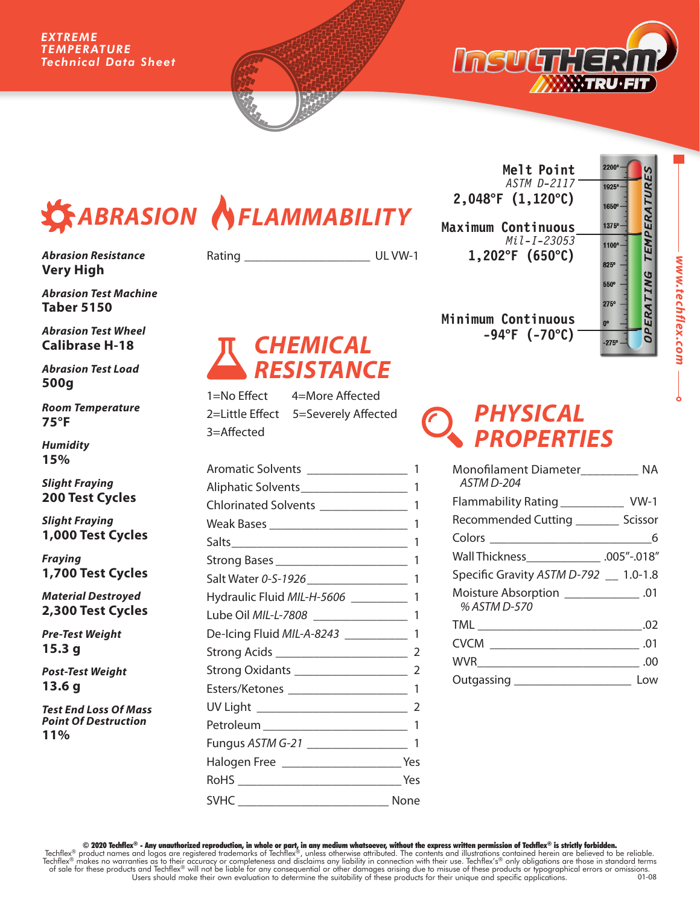*EXTREME TEMPERATURE*
*Technical Data Sheet*

INSULTHERM TRU·FIT

# ABRASION

***Abrasion Resistance***
**Very High**

***Abrasion Test Machine***
**Taber 5150**

***Abrasion Test Wheel***
**Calibrase H-18**

***Abrasion Test Load***
**500g**

***Room Temperature***
**75°F**

***Humidity***
**15%**

***Slight Fraying***
**200 Test Cycles**

***Slight Fraying***
**1,000 Test Cycles**

***Fraying***
**1,700 Test Cycles**

***Material Destroyed***
**2,300 Test Cycles**

***Pre-Test Weight***
**15.3 g**

***Post-Test Weight***
**13.6 g**

***Test End Loss Of Mass Point Of Destruction***
**11%**

# FLAMMABILITY

Rating ____________ UL VW-1

# CHEMICAL RESISTANCE

1=No Effect
2=Little Effect
3=Affected
4=More Affected
5=Severely Affected

| | |
|---|---|
| Aromatic Solvents | 1 |
| Aliphatic Solvents | 1 |
| Chlorinated Solvents | 1 |
| Weak Bases | 1 |
| Salts | 1 |
| Strong Bases | 1 |
| Salt Water *0-S-1926* | 1 |
| Hydraulic Fluid *MIL-H-5606* | 1 |
| Lube Oil *MIL-L-7808* | 1 |
| De-Icing Fluid *MIL-A-8243* | 1 |
| Strong Acids | 2 |
| Strong Oxidants | 2 |
| Esters/Ketones | 1 |
| UV Light | 2 |
| Petroleum | 1 |
| Fungus *ASTM G-21* | 1 |
| Halogen Free | Yes |
| RoHS | Yes |
| SVHC | None |

# OPERATING TEMPERATURES

**Melt Point**
*ASTM D-2117*
**2,048°F (1,120°C)**

**Maximum Continuous**
*Mil-I-23053*
**1,202°F (650°C)**

**Minimum Continuous**
**-94°F (-70°C)**

2200°
1925°
1650°
1375°
1100°
825°
550°
275°
0°
-275°

# PHYSICAL PROPERTIES

| | |
|---|---|
| Monofilament Diameter *ASTM D-204* | NA |
| Flammability Rating | VW-1 |
| Recommended Cutting | Scissor |
| Colors | 6 |
| Wall Thickness | .005"-.018" |
| Specific Gravity *ASTM D-792* | 1.0-1.8 |
| Moisture Absorption *% ASTM D-570* | .01 |
| TML | .02 |
| CVCM | .01 |
| WVR | .00 |
| Outgassing | Low |

*www.techflex.com*

**© 2020 Techflex® - Any unauthorized reproduction, in whole or part, in any medium whatsoever, without the express written permission of Techflex® is strictly forbidden.**
Techflex® product names and logos are registered trademarks of Techflex®, unless otherwise attributed. The contents and illustrations contained herein are believed to be reliable. Techflex® makes no warranties as to their accuracy or completeness and disclaims any liability in connection with their use. Techflex's® only obligations are those in standard terms of sale for these products and Techflex® will not be liable for any consequential or other damages arising due to misuse of these products or typographical errors or omissions. Users should make their own evaluation to determine the suitability of these products for their unique and specific applications.
01-08